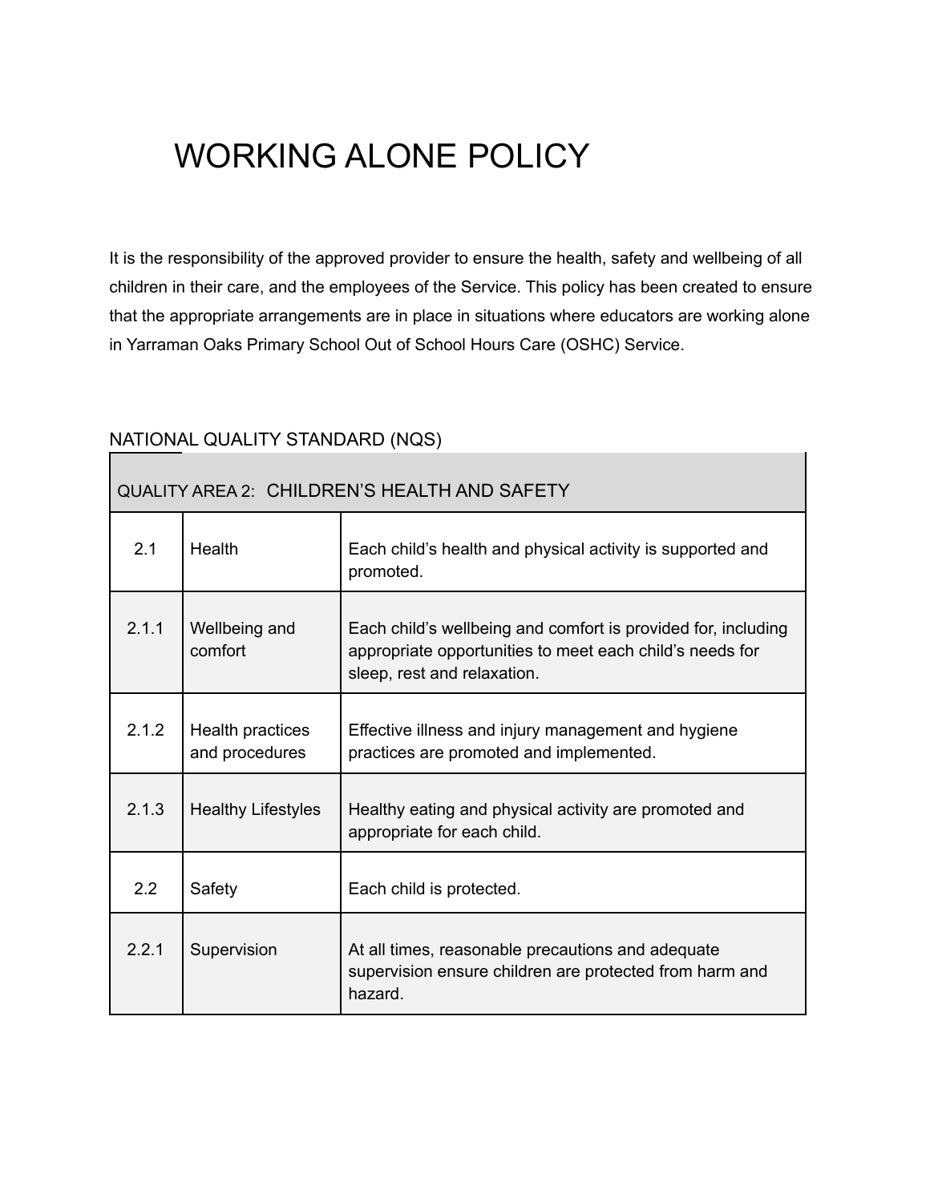# WORKING ALONE POLICY

It is the responsibility of the approved provider to ensure the health, safety and wellbeing of all children in their care, and the employees of the Service. This policy has been created to ensure that the appropriate arrangements are in place in situations where educators are working alone in Yarraman Oaks Primary School Out of School Hours Care (OSHC) Service.

## NATIONAL QUALITY STANDARD (NQS)

| QUALITY AREA 2: CHILDREN'S HEALTH AND SAFETY | | |
|---|---|---|
| 2.1 | Health | Each child's health and physical activity is supported and promoted. |
| 2.1.1 | Wellbeing and comfort | Each child's wellbeing and comfort is provided for, including appropriate opportunities to meet each child's needs for sleep, rest and relaxation. |
| 2.1.2 | Health practices and procedures | Effective illness and injury management and hygiene practices are promoted and implemented. |
| 2.1.3 | Healthy Lifestyles | Healthy eating and physical activity are promoted and appropriate for each child. |
| 2.2 | Safety | Each child is protected. |
| 2.2.1 | Supervision | At all times, reasonable precautions and adequate supervision ensure children are protected from harm and hazard. |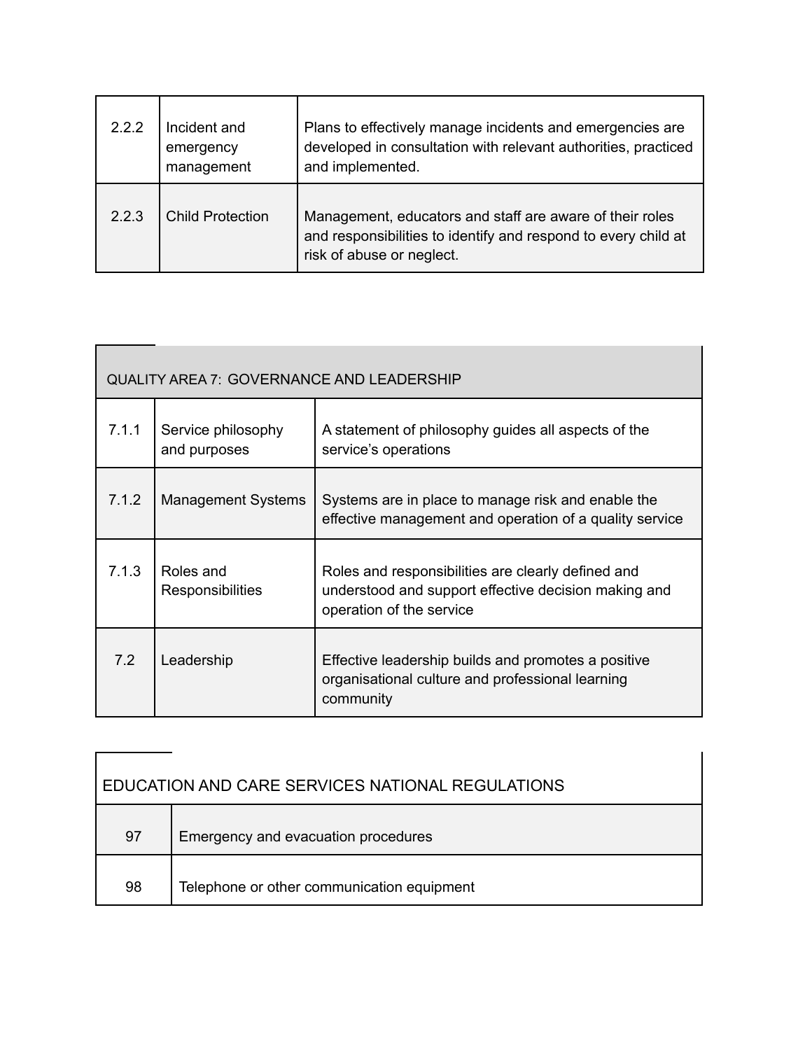| 2.2.2 | Incident and emergency management | Plans to effectively manage incidents and emergencies are developed in consultation with relevant authorities, practiced and implemented. |
|---|---|---|
| 2.2.3 | Child Protection | Management, educators and staff are aware of their roles and responsibilities to identify and respond to every child at risk of abuse or neglect. |

| QUALITY AREA 7: GOVERNANCE AND LEADERSHIP | | |
|---|---|---|
| 7.1.1 | Service philosophy and purposes | A statement of philosophy guides all aspects of the service's operations |
| 7.1.2 | Management Systems | Systems are in place to manage risk and enable the effective management and operation of a quality service |
| 7.1.3 | Roles and Responsibilities | Roles and responsibilities are clearly defined and understood and support effective decision making and operation of the service |
| 7.2 | Leadership | Effective leadership builds and promotes a positive organisational culture and professional learning community |

| EDUCATION AND CARE SERVICES NATIONAL REGULATIONS | |
|---|---|
| 97 | Emergency and evacuation procedures |
| 98 | Telephone or other communication equipment |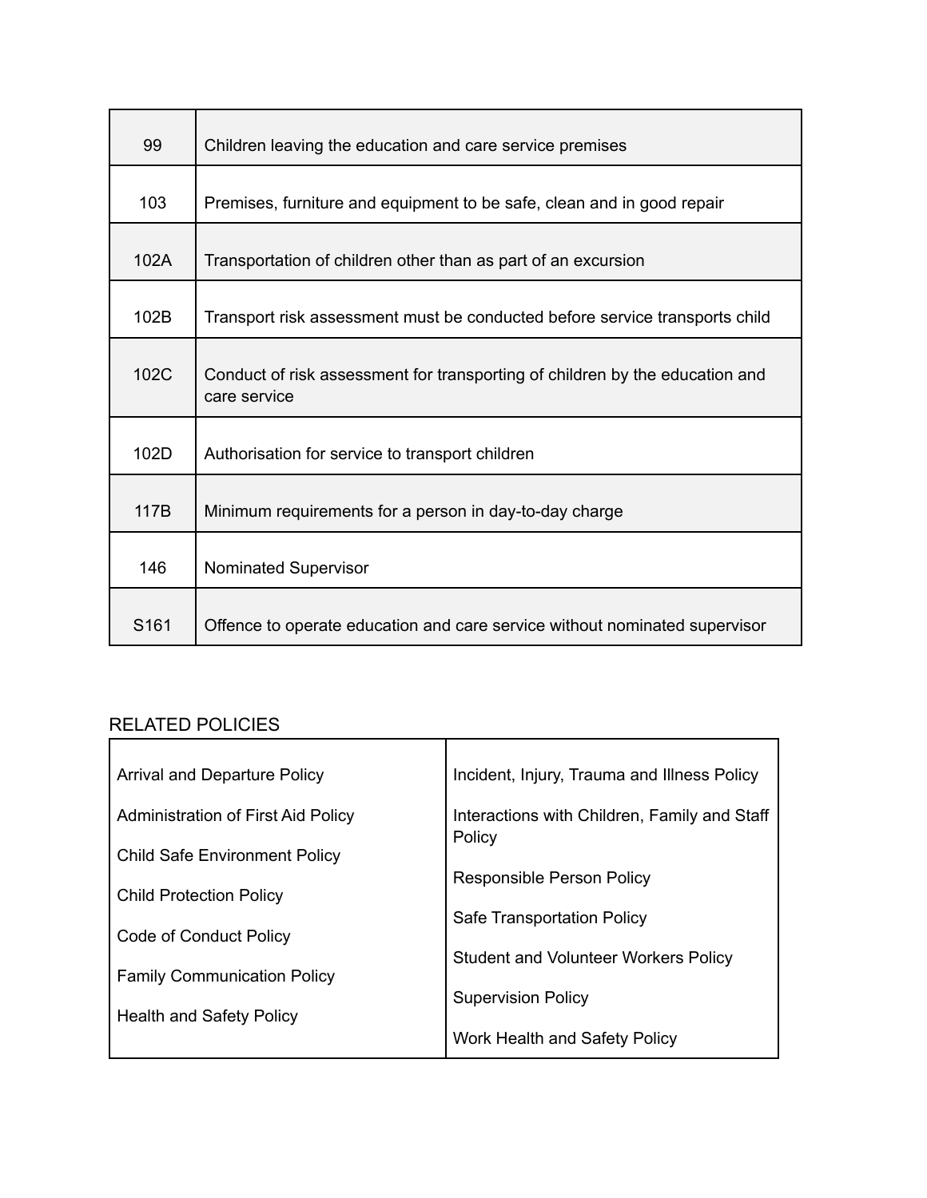| | |
|---|---|
| 99 | Children leaving the education and care service premises |
| 103 | Premises, furniture and equipment to be safe, clean and in good repair |
| 102A | Transportation of children other than as part of an excursion |
| 102B | Transport risk assessment must be conducted before service transports child |
| 102C | Conduct of risk assessment for transporting of children by the education and care service |
| 102D | Authorisation for service to transport children |
| 117B | Minimum requirements for a person in day-to-day charge |
| 146 | Nominated Supervisor |
| S161 | Offence to operate education and care service without nominated supervisor |

RELATED POLICIES

| | |
|---|---|
| Arrival and Departure Policy | Incident, Injury, Trauma and Illness Policy |
| Administration of First Aid Policy | Interactions with Children, Family and Staff Policy |
| Child Safe Environment Policy | Responsible Person Policy |
| Child Protection Policy | Safe Transportation Policy |
| Code of Conduct Policy | Student and Volunteer Workers Policy |
| Family Communication Policy | Supervision Policy |
| Health and Safety Policy | Work Health and Safety Policy |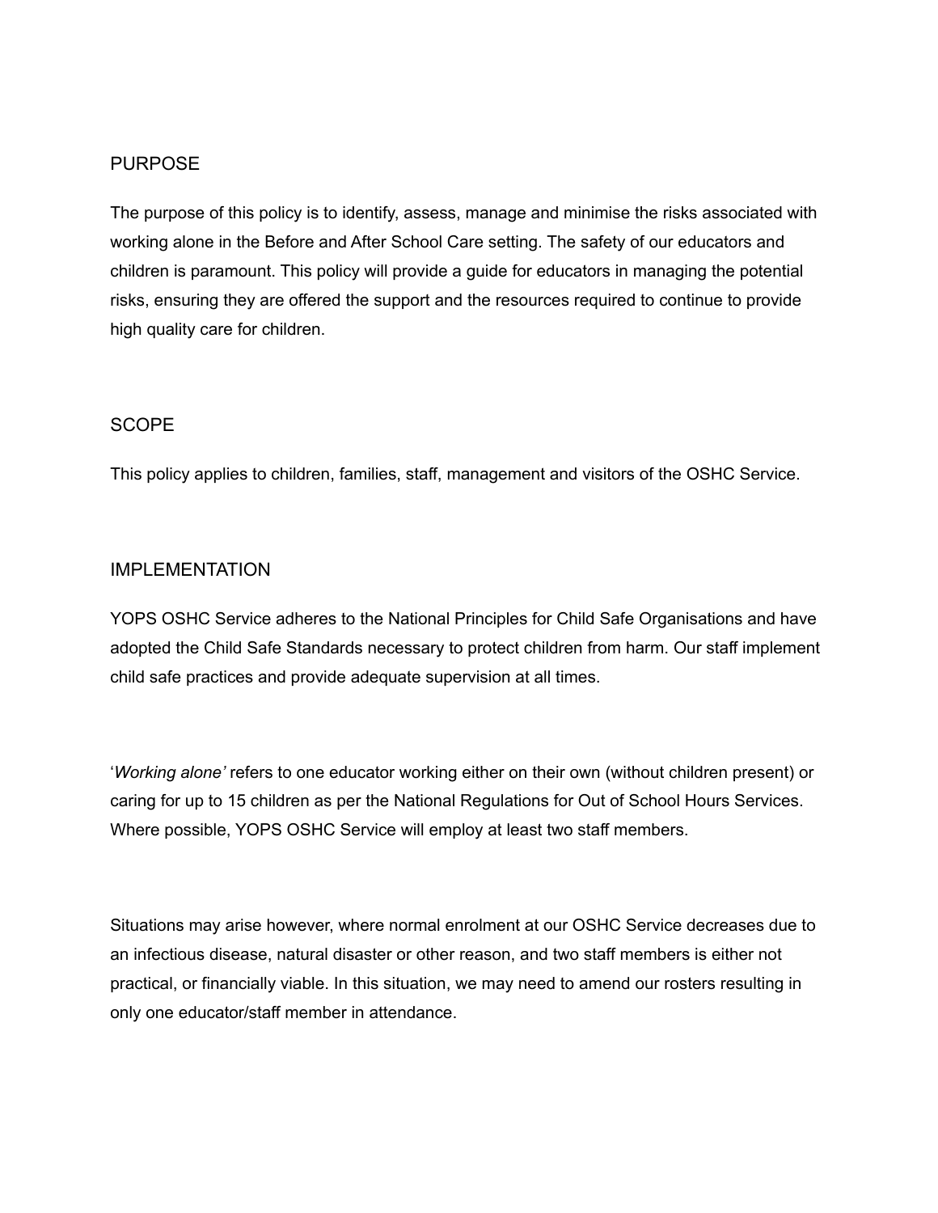## PURPOSE

The purpose of this policy is to identify, assess, manage and minimise the risks associated with working alone in the Before and After School Care setting. The safety of our educators and children is paramount. This policy will provide a guide for educators in managing the potential risks, ensuring they are offered the support and the resources required to continue to provide high quality care for children.

## SCOPE

This policy applies to children, families, staff, management and visitors of the OSHC Service.

## IMPLEMENTATION

YOPS OSHC Service adheres to the National Principles for Child Safe Organisations and have adopted the Child Safe Standards necessary to protect children from harm. Our staff implement child safe practices and provide adequate supervision at all times.

'*Working alone'* refers to one educator working either on their own (without children present) or caring for up to 15 children as per the National Regulations for Out of School Hours Services. Where possible, YOPS OSHC Service will employ at least two staff members.

Situations may arise however, where normal enrolment at our OSHC Service decreases due to an infectious disease, natural disaster or other reason, and two staff members is either not practical, or financially viable. In this situation, we may need to amend our rosters resulting in only one educator/staff member in attendance.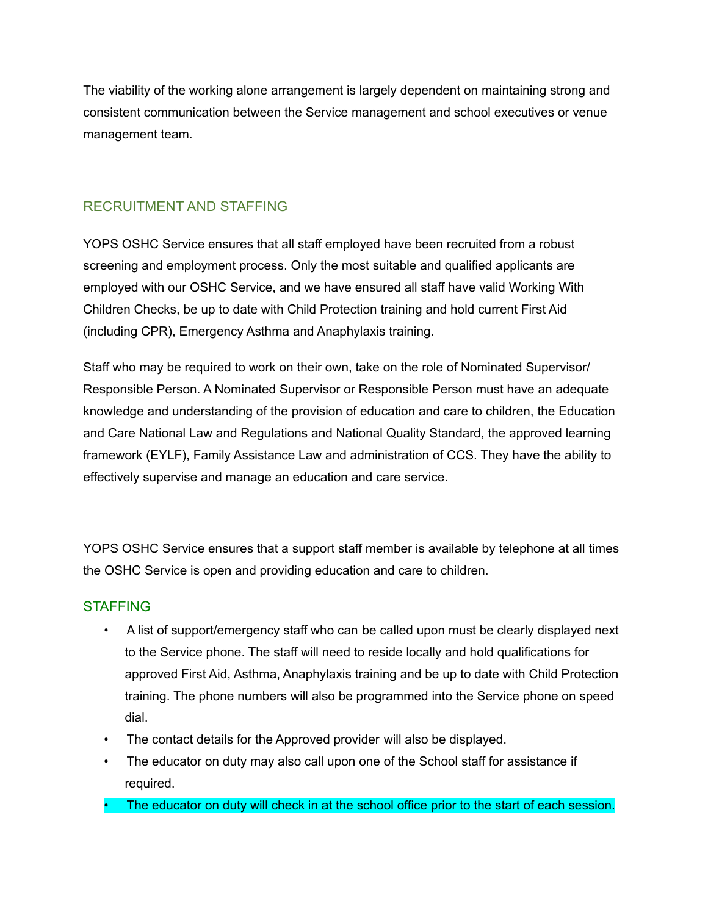The viability of the working alone arrangement is largely dependent on maintaining strong and consistent communication between the Service management and school executives or venue management team.

## RECRUITMENT AND STAFFING

YOPS OSHC Service ensures that all staff employed have been recruited from a robust screening and employment process. Only the most suitable and qualified applicants are employed with our OSHC Service, and we have ensured all staff have valid Working With Children Checks, be up to date with Child Protection training and hold current First Aid (including CPR), Emergency Asthma and Anaphylaxis training.

Staff who may be required to work on their own, take on the role of Nominated Supervisor/ Responsible Person. A Nominated Supervisor or Responsible Person must have an adequate knowledge and understanding of the provision of education and care to children, the Education and Care National Law and Regulations and National Quality Standard, the approved learning framework (EYLF), Family Assistance Law and administration of CCS. They have the ability to effectively supervise and manage an education and care service.

YOPS OSHC Service ensures that a support staff member is available by telephone at all times the OSHC Service is open and providing education and care to children.

## STAFFING

- A list of support/emergency staff who can be called upon must be clearly displayed next to the Service phone. The staff will need to reside locally and hold qualifications for approved First Aid, Asthma, Anaphylaxis training and be up to date with Child Protection training. The phone numbers will also be programmed into the Service phone on speed dial.
- The contact details for the Approved provider will also be displayed.
- The educator on duty may also call upon one of the School staff for assistance if required.
- The educator on duty will check in at the school office prior to the start of each session.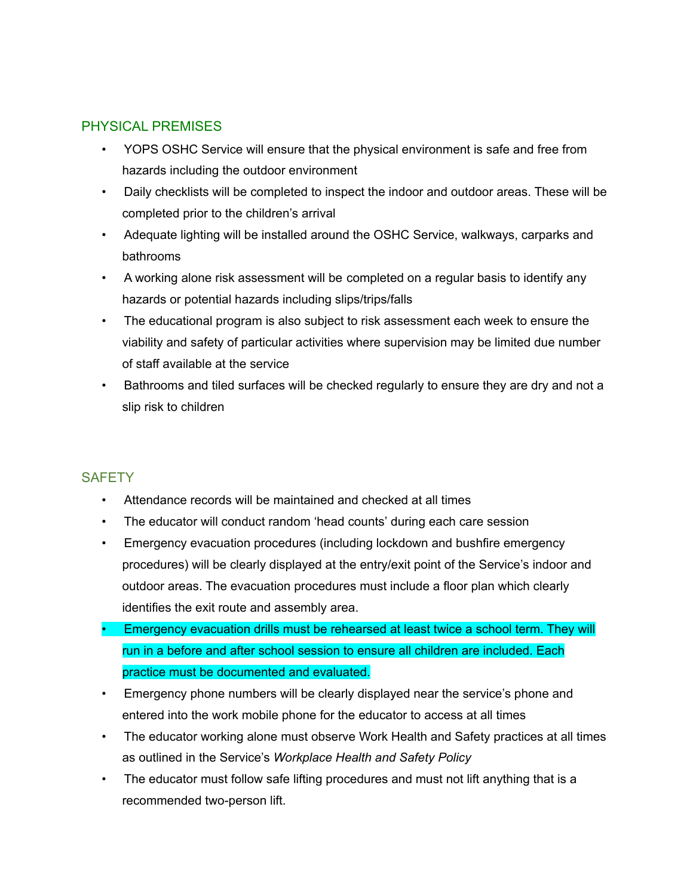## PHYSICAL PREMISES

- YOPS OSHC Service will ensure that the physical environment is safe and free from hazards including the outdoor environment
- Daily checklists will be completed to inspect the indoor and outdoor areas. These will be completed prior to the children's arrival
- Adequate lighting will be installed around the OSHC Service, walkways, carparks and bathrooms
- A working alone risk assessment will be completed on a regular basis to identify any hazards or potential hazards including slips/trips/falls
- The educational program is also subject to risk assessment each week to ensure the viability and safety of particular activities where supervision may be limited due number of staff available at the service
- Bathrooms and tiled surfaces will be checked regularly to ensure they are dry and not a slip risk to children

## SAFETY

- Attendance records will be maintained and checked at all times
- The educator will conduct random 'head counts' during each care session
- Emergency evacuation procedures (including lockdown and bushfire emergency procedures) will be clearly displayed at the entry/exit point of the Service's indoor and outdoor areas. The evacuation procedures must include a floor plan which clearly identifies the exit route and assembly area.
- Emergency evacuation drills must be rehearsed at least twice a school term. They will run in a before and after school session to ensure all children are included. Each practice must be documented and evaluated.
- Emergency phone numbers will be clearly displayed near the service's phone and entered into the work mobile phone for the educator to access at all times
- The educator working alone must observe Work Health and Safety practices at all times as outlined in the Service's *Workplace Health and Safety Policy*
- The educator must follow safe lifting procedures and must not lift anything that is a recommended two-person lift.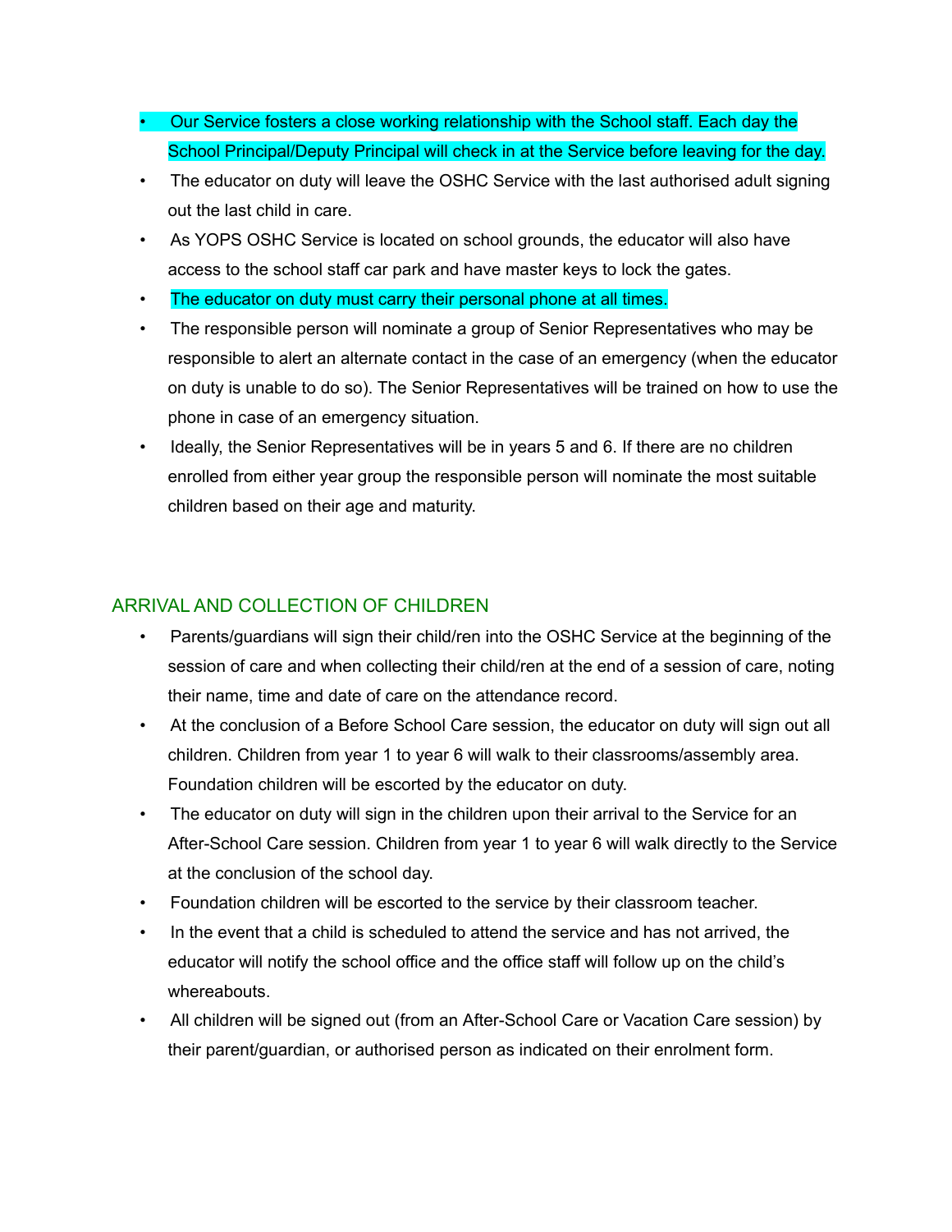- Our Service fosters a close working relationship with the School staff. Each day the School Principal/Deputy Principal will check in at the Service before leaving for the day.
- The educator on duty will leave the OSHC Service with the last authorised adult signing out the last child in care.
- As YOPS OSHC Service is located on school grounds, the educator will also have access to the school staff car park and have master keys to lock the gates.
- The educator on duty must carry their personal phone at all times.
- The responsible person will nominate a group of Senior Representatives who may be responsible to alert an alternate contact in the case of an emergency (when the educator on duty is unable to do so). The Senior Representatives will be trained on how to use the phone in case of an emergency situation.
- Ideally, the Senior Representatives will be in years 5 and 6. If there are no children enrolled from either year group the responsible person will nominate the most suitable children based on their age and maturity.

## ARRIVAL AND COLLECTION OF CHILDREN

- Parents/guardians will sign their child/ren into the OSHC Service at the beginning of the session of care and when collecting their child/ren at the end of a session of care, noting their name, time and date of care on the attendance record.
- At the conclusion of a Before School Care session, the educator on duty will sign out all children. Children from year 1 to year 6 will walk to their classrooms/assembly area. Foundation children will be escorted by the educator on duty.
- The educator on duty will sign in the children upon their arrival to the Service for an After-School Care session. Children from year 1 to year 6 will walk directly to the Service at the conclusion of the school day.
- Foundation children will be escorted to the service by their classroom teacher.
- In the event that a child is scheduled to attend the service and has not arrived, the educator will notify the school office and the office staff will follow up on the child's whereabouts.
- All children will be signed out (from an After-School Care or Vacation Care session) by their parent/guardian, or authorised person as indicated on their enrolment form.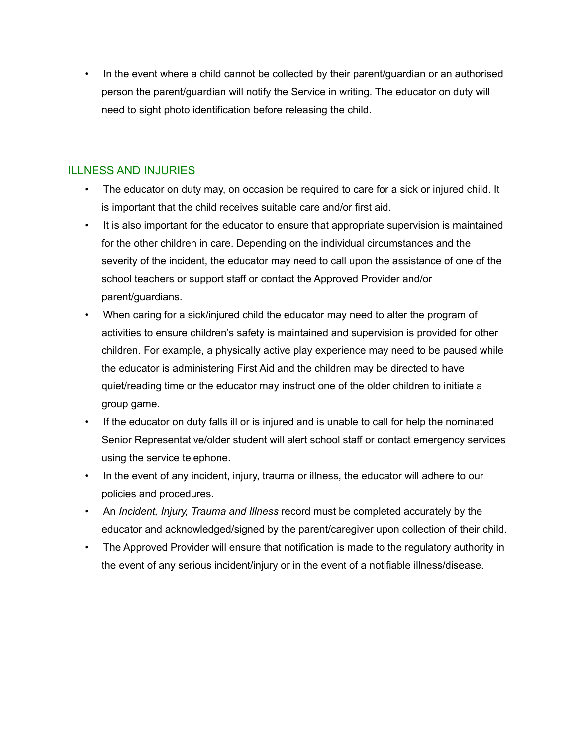- In the event where a child cannot be collected by their parent/guardian or an authorised person the parent/guardian will notify the Service in writing. The educator on duty will need to sight photo identification before releasing the child.

## ILLNESS AND INJURIES

- The educator on duty may, on occasion be required to care for a sick or injured child. It is important that the child receives suitable care and/or first aid.
- It is also important for the educator to ensure that appropriate supervision is maintained for the other children in care. Depending on the individual circumstances and the severity of the incident, the educator may need to call upon the assistance of one of the school teachers or support staff or contact the Approved Provider and/or parent/guardians.
- When caring for a sick/injured child the educator may need to alter the program of activities to ensure children's safety is maintained and supervision is provided for other children. For example, a physically active play experience may need to be paused while the educator is administering First Aid and the children may be directed to have quiet/reading time or the educator may instruct one of the older children to initiate a group game.
- If the educator on duty falls ill or is injured and is unable to call for help the nominated Senior Representative/older student will alert school staff or contact emergency services using the service telephone.
- In the event of any incident, injury, trauma or illness, the educator will adhere to our policies and procedures.
- An *Incident, Injury, Trauma and Illness* record must be completed accurately by the educator and acknowledged/signed by the parent/caregiver upon collection of their child.
- The Approved Provider will ensure that notification is made to the regulatory authority in the event of any serious incident/injury or in the event of a notifiable illness/disease.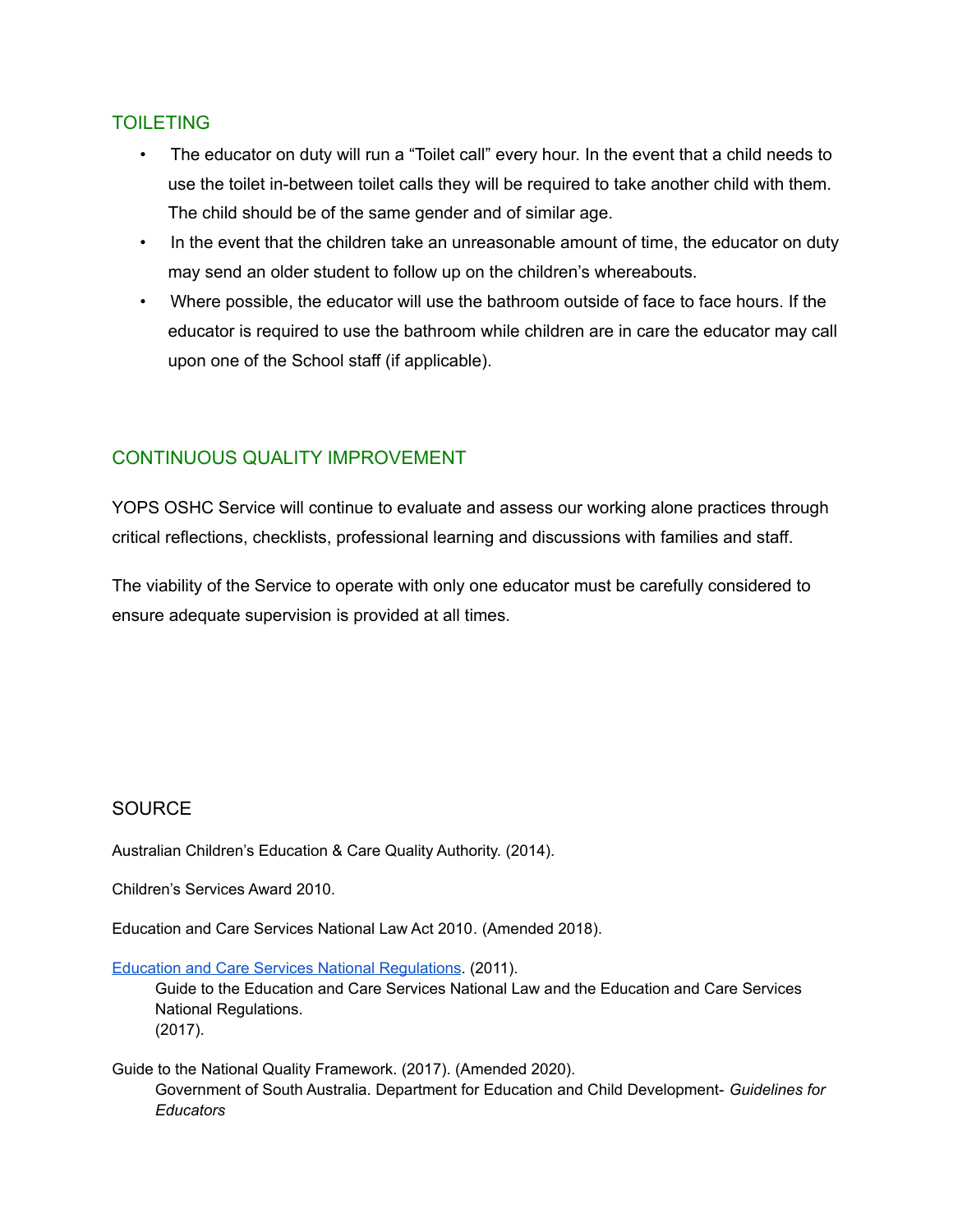## TOILETING

- The educator on duty will run a "Toilet call" every hour. In the event that a child needs to use the toilet in-between toilet calls they will be required to take another child with them. The child should be of the same gender and of similar age.
- In the event that the children take an unreasonable amount of time, the educator on duty may send an older student to follow up on the children's whereabouts.
- Where possible, the educator will use the bathroom outside of face to face hours. If the educator is required to use the bathroom while children are in care the educator may call upon one of the School staff (if applicable).

## CONTINUOUS QUALITY IMPROVEMENT

YOPS OSHC Service will continue to evaluate and assess our working alone practices through critical reflections, checklists, professional learning and discussions with families and staff.

The viability of the Service to operate with only one educator must be carefully considered to ensure adequate supervision is provided at all times.

## SOURCE

Australian Children's Education & Care Quality Authority. (2014).

Children's Services Award 2010.

Education and Care Services National Law Act 2010. (Amended 2018).

Education and Care Services National Regulations. (2011).
  Guide to the Education and Care Services National Law and the Education and Care Services National Regulations.
  (2017).

Guide to the National Quality Framework. (2017). (Amended 2020).
  Government of South Australia. Department for Education and Child Development- *Guidelines for Educators*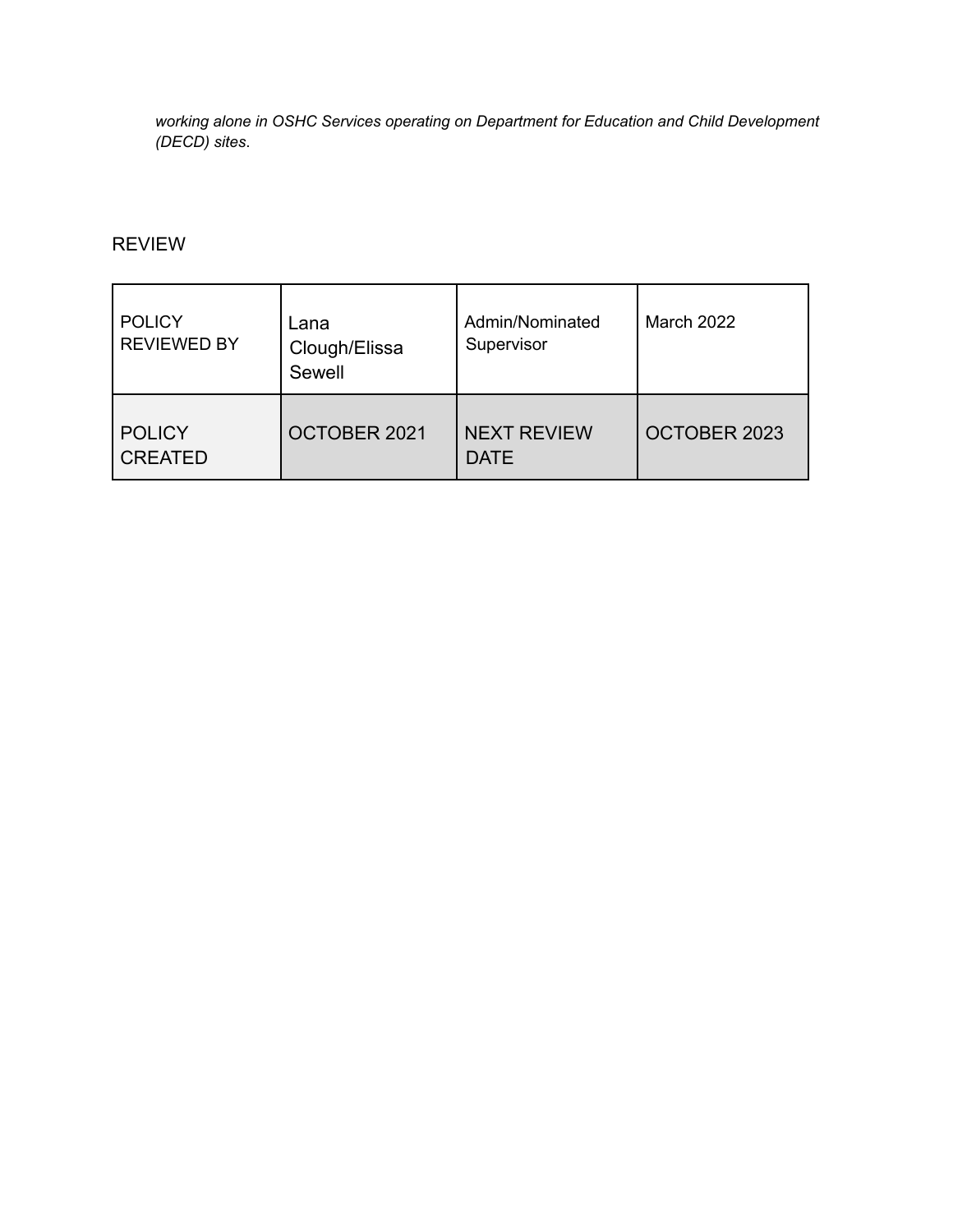*working alone in OSHC Services operating on Department for Education and Child Development (DECD) sites*.

REVIEW

| | | | |
|---|---|---|---|
| POLICY REVIEWED BY | Lana Clough/Elissa Sewell | Admin/Nominated Supervisor | March 2022 |
| POLICY CREATED | OCTOBER 2021 | NEXT REVIEW DATE | OCTOBER 2023 |